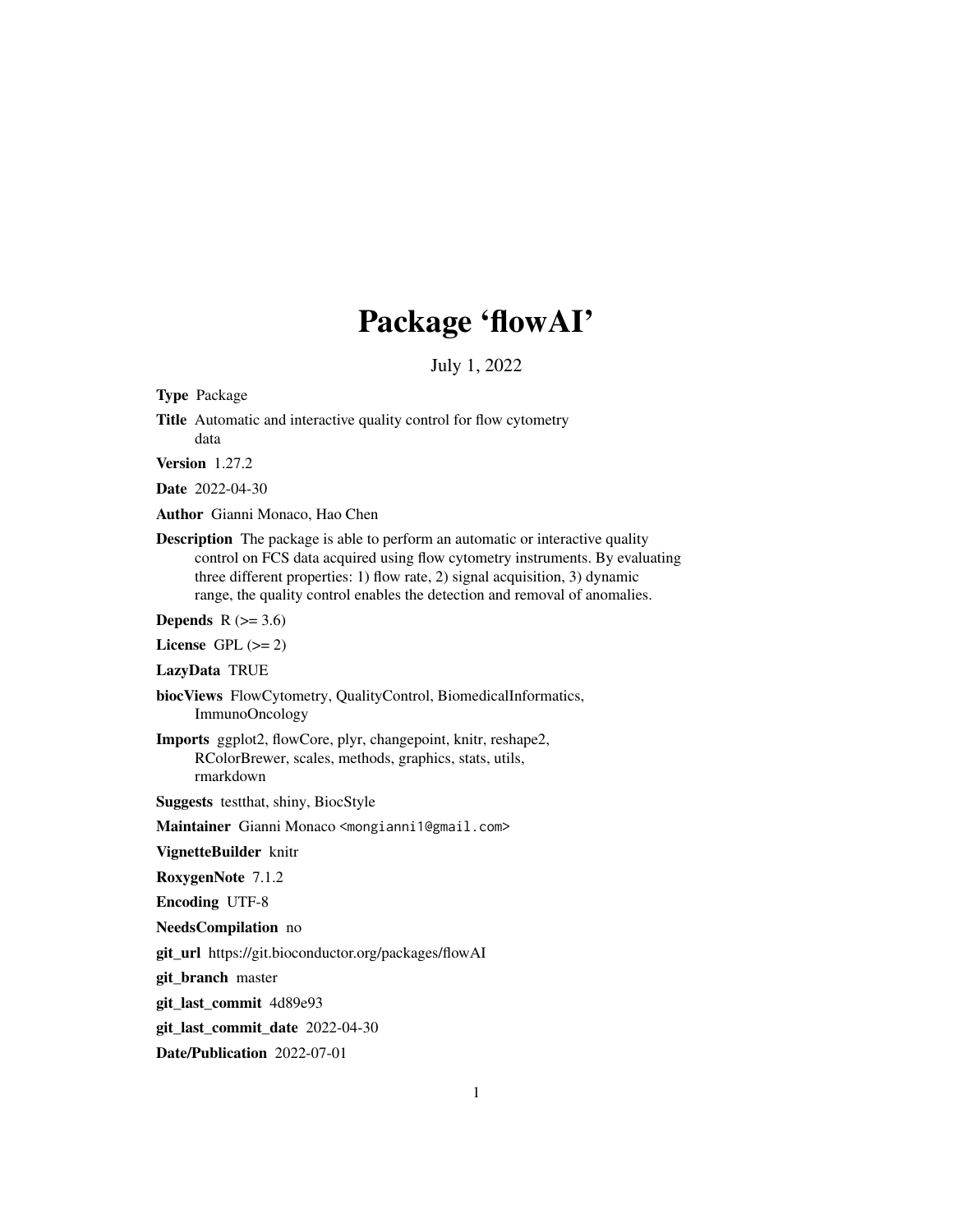# Package 'flowAI'

July 1, 2022

**Type** Package

**Title** Automatic and interactive quality control for flow cytometry data

**Version** 1.27.2

**Date** 2022-04-30

**Author** Gianni Monaco, Hao Chen

**Description** The package is able to perform an automatic or interactive quality control on FCS data acquired using flow cytometry instruments. By evaluating three different properties: 1) flow rate, 2) signal acquisition, 3) dynamic range, the quality control enables the detection and removal of anomalies.

**Depends** R (>= 3.6)

**License** GPL (>= 2)

**LazyData** TRUE

**biocViews** FlowCytometry, QualityControl, BiomedicalInformatics, ImmunoOncology

**Imports** ggplot2, flowCore, plyr, changepoint, knitr, reshape2, RColorBrewer, scales, methods, graphics, stats, utils, rmarkdown

**Suggests** testthat, shiny, BiocStyle

**Maintainer** Gianni Monaco <mongianni1@gmail.com>

**VignetteBuilder** knitr

**RoxygenNote** 7.1.2

**Encoding** UTF-8

**NeedsCompilation** no

**git_url** https://git.bioconductor.org/packages/flowAI

**git_branch** master

**git_last_commit** 4d89e93

**git_last_commit_date** 2022-04-30

**Date/Publication** 2022-07-01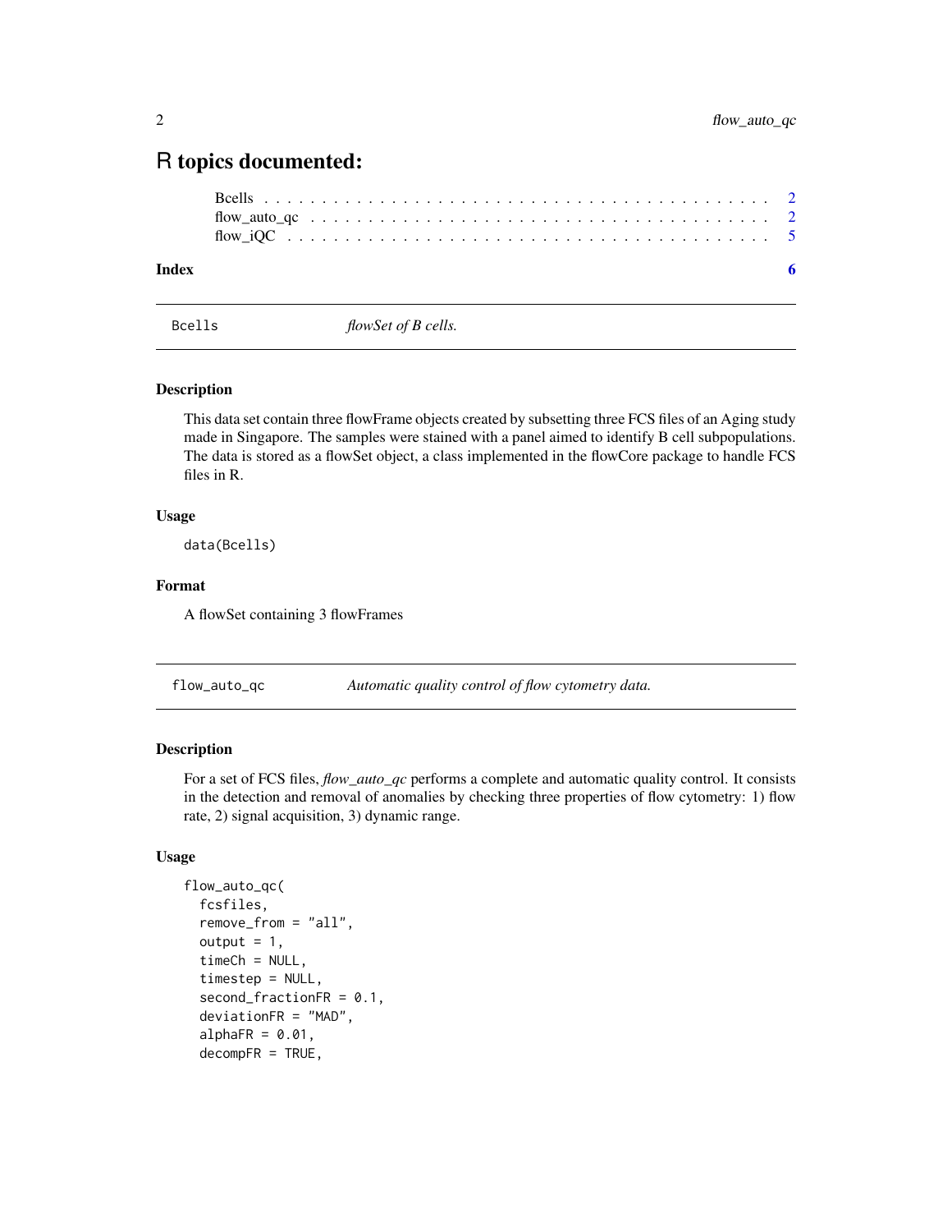# R topics documented:

Bcells . . . . . . . . . . . . . . . . . . . . . . . . . . . . . . . . . . . . . . . . 2
flow_auto_qc . . . . . . . . . . . . . . . . . . . . . . . . . . . . . . . . . . . . 2
flow_iQC . . . . . . . . . . . . . . . . . . . . . . . . . . . . . . . . . . . . . . 5

**Index** **6**

---

## Bcells — *flowSet of B cells.*

### Description

This data set contain three flowFrame objects created by subsetting three FCS files of an Aging study made in Singapore. The samples were stained with a panel aimed to identify B cell subpopulations. The data is stored as a flowSet object, a class implemented in the flowCore package to handle FCS files in R.

### Usage

```
data(Bcells)
```

### Format

A flowSet containing 3 flowFrames

---

## flow_auto_qc — *Automatic quality control of flow cytometry data.*

### Description

For a set of FCS files, *flow_auto_qc* performs a complete and automatic quality control. It consists in the detection and removal of anomalies by checking three properties of flow cytometry: 1) flow rate, 2) signal acquisition, 3) dynamic range.

### Usage

```
flow_auto_qc(
  fcsfiles,
  remove_from = "all",
  output = 1,
  timeCh = NULL,
  timestep = NULL,
  second_fractionFR = 0.1,
  deviationFR = "MAD",
  alphaFR = 0.01,
  decompFR = TRUE,
```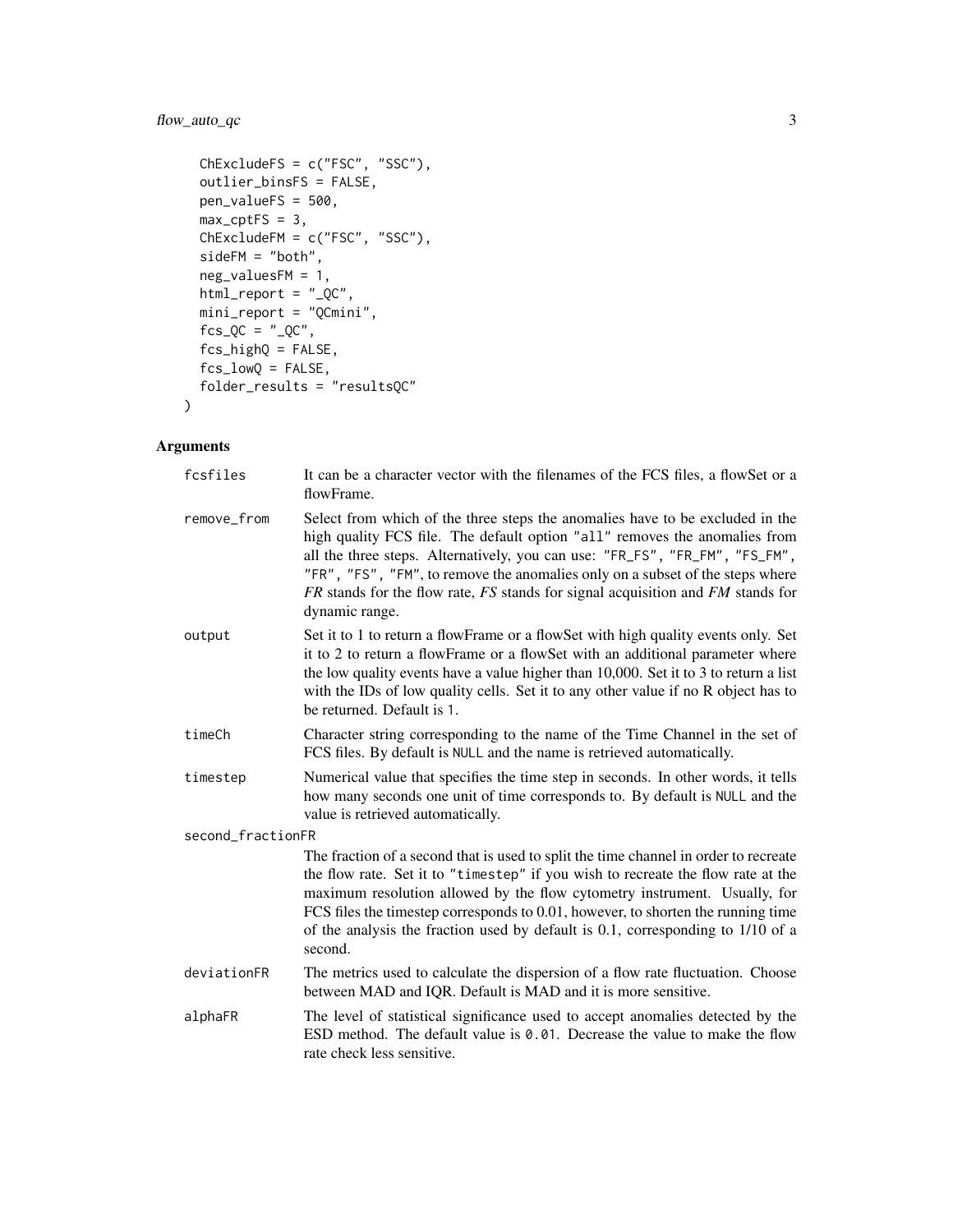```
  ChExcludeFS = c("FSC", "SSC"),
  outlier_binsFS = FALSE,
  pen_valueFS = 500,
  max_cptFS = 3,
  ChExcludeFM = c("FSC", "SSC"),
  sideFM = "both",
  neg_valuesFM = 1,
  html_report = "_QC",
  mini_report = "QCmini",
  fcs_QC = "_QC",
  fcs_highQ = FALSE,
  fcs_lowQ = FALSE,
  folder_results = "resultsQC"
)
```

## Arguments

| | |
|---|---|
| `fcsfiles` | It can be a character vector with the filenames of the FCS files, a flowSet or a flowFrame. |
| `remove_from` | Select from which of the three steps the anomalies have to be excluded in the high quality FCS file. The default option `"all"` removes the anomalies from all the three steps. Alternatively, you can use: `"FR_FS"`, `"FR_FM"`, `"FS_FM"`, `"FR"`, `"FS"`, `"FM"`, to remove the anomalies only on a subset of the steps where *FR* stands for the flow rate, *FS* stands for signal acquisition and *FM* stands for dynamic range. |
| `output` | Set it to 1 to return a flowFrame or a flowSet with high quality events only. Set it to 2 to return a flowFrame or a flowSet with an additional parameter where the low quality events have a value higher than 10,000. Set it to 3 to return a list with the IDs of low quality cells. Set it to any other value if no R object has to be returned. Default is `1`. |
| `timeCh` | Character string corresponding to the name of the Time Channel in the set of FCS files. By default is `NULL` and the name is retrieved automatically. |
| `timestep` | Numerical value that specifies the time step in seconds. In other words, it tells how many seconds one unit of time corresponds to. By default is `NULL` and the value is retrieved automatically. |
| `second_fractionFR` | The fraction of a second that is used to split the time channel in order to recreate the flow rate. Set it to `"timestep"` if you wish to recreate the flow rate at the maximum resolution allowed by the flow cytometry instrument. Usually, for FCS files the timestep corresponds to 0.01, however, to shorten the running time of the analysis the fraction used by default is 0.1, corresponding to 1/10 of a second. |
| `deviationFR` | The metrics used to calculate the dispersion of a flow rate fluctuation. Choose between MAD and IQR. Default is MAD and it is more sensitive. |
| `alphaFR` | The level of statistical significance used to accept anomalies detected by the ESD method. The default value is `0.01`. Decrease the value to make the flow rate check less sensitive. |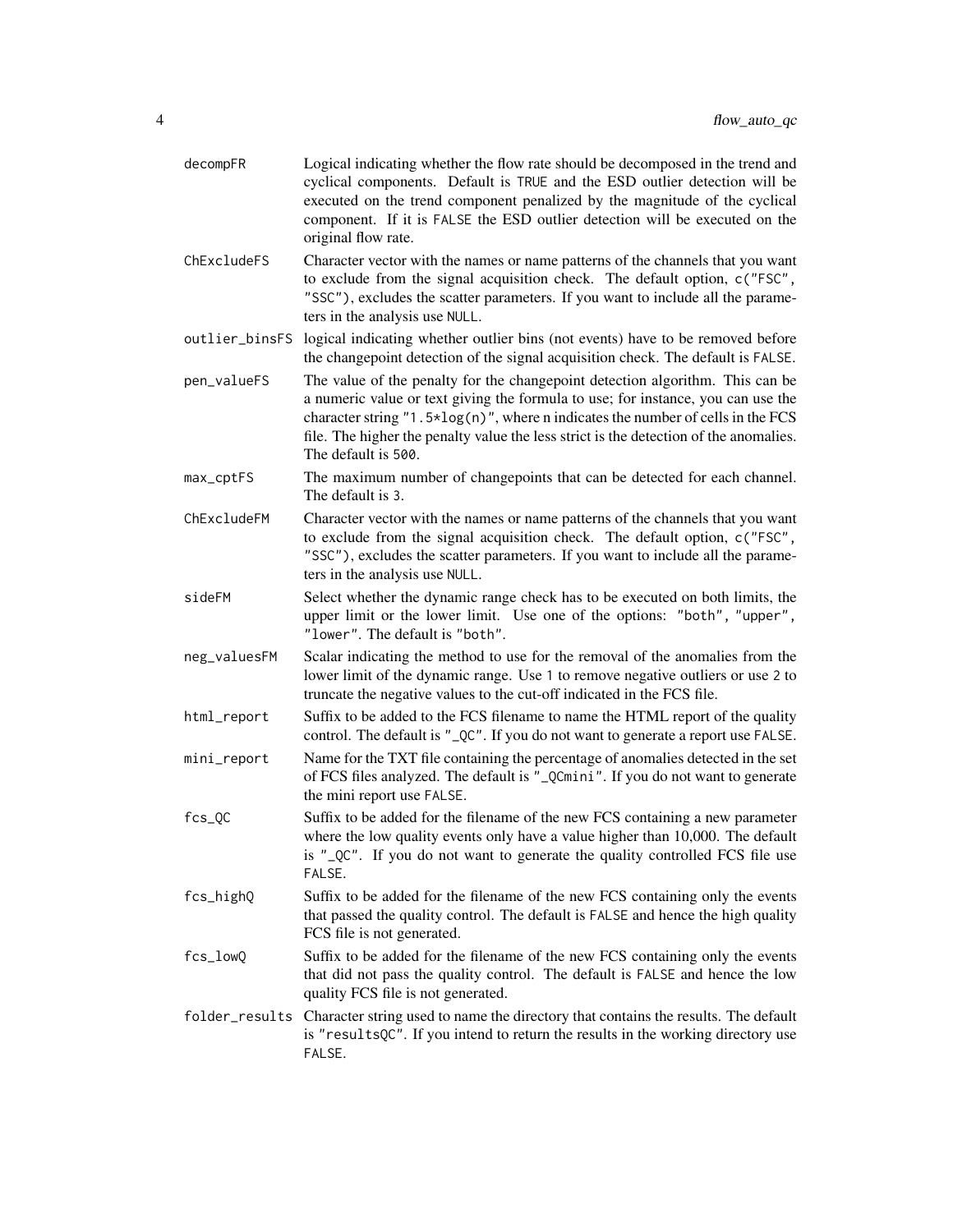`decompFR`
: Logical indicating whether the flow rate should be decomposed in the trend and cyclical components. Default is `TRUE` and the ESD outlier detection will be executed on the trend component penalized by the magnitude of the cyclical component. If it is `FALSE` the ESD outlier detection will be executed on the original flow rate.

`ChExcludeFS`
: Character vector with the names or name patterns of the channels that you want to exclude from the signal acquisition check. The default option, `c("FSC", "SSC")`, excludes the scatter parameters. If you want to include all the parameters in the analysis use `NULL`.

`outlier_binsFS`
: logical indicating whether outlier bins (not events) have to be removed before the changepoint detection of the signal acquisition check. The default is `FALSE`.

`pen_valueFS`
: The value of the penalty for the changepoint detection algorithm. This can be a numeric value or text giving the formula to use; for instance, you can use the character string `"1.5*log(n)"`, where n indicates the number of cells in the FCS file. The higher the penalty value the less strict is the detection of the anomalies. The default is `500`.

`max_cptFS`
: The maximum number of changepoints that can be detected for each channel. The default is `3`.

`ChExcludeFM`
: Character vector with the names or name patterns of the channels that you want to exclude from the signal acquisition check. The default option, `c("FSC", "SSC")`, excludes the scatter parameters. If you want to include all the parameters in the analysis use `NULL`.

`sideFM`
: Select whether the dynamic range check has to be executed on both limits, the upper limit or the lower limit. Use one of the options: `"both"`, `"upper"`, `"lower"`. The default is `"both"`.

`neg_valuesFM`
: Scalar indicating the method to use for the removal of the anomalies from the lower limit of the dynamic range. Use `1` to remove negative outliers or use `2` to truncate the negative values to the cut-off indicated in the FCS file.

`html_report`
: Suffix to be added to the FCS filename to name the HTML report of the quality control. The default is `"_QC"`. If you do not want to generate a report use `FALSE`.

`mini_report`
: Name for the TXT file containing the percentage of anomalies detected in the set of FCS files analyzed. The default is `"_QCmini"`. If you do not want to generate the mini report use `FALSE`.

`fcs_QC`
: Suffix to be added for the filename of the new FCS containing a new parameter where the low quality events only have a value higher than 10,000. The default is `"_QC"`. If you do not want to generate the quality controlled FCS file use `FALSE`.

`fcs_highQ`
: Suffix to be added for the filename of the new FCS containing only the events that passed the quality control. The default is `FALSE` and hence the high quality FCS file is not generated.

`fcs_lowQ`
: Suffix to be added for the filename of the new FCS containing only the events that did not pass the quality control. The default is `FALSE` and hence the low quality FCS file is not generated.

`folder_results`
: Character string used to name the directory that contains the results. The default is `"resultsQC"`. If you intend to return the results in the working directory use `FALSE`.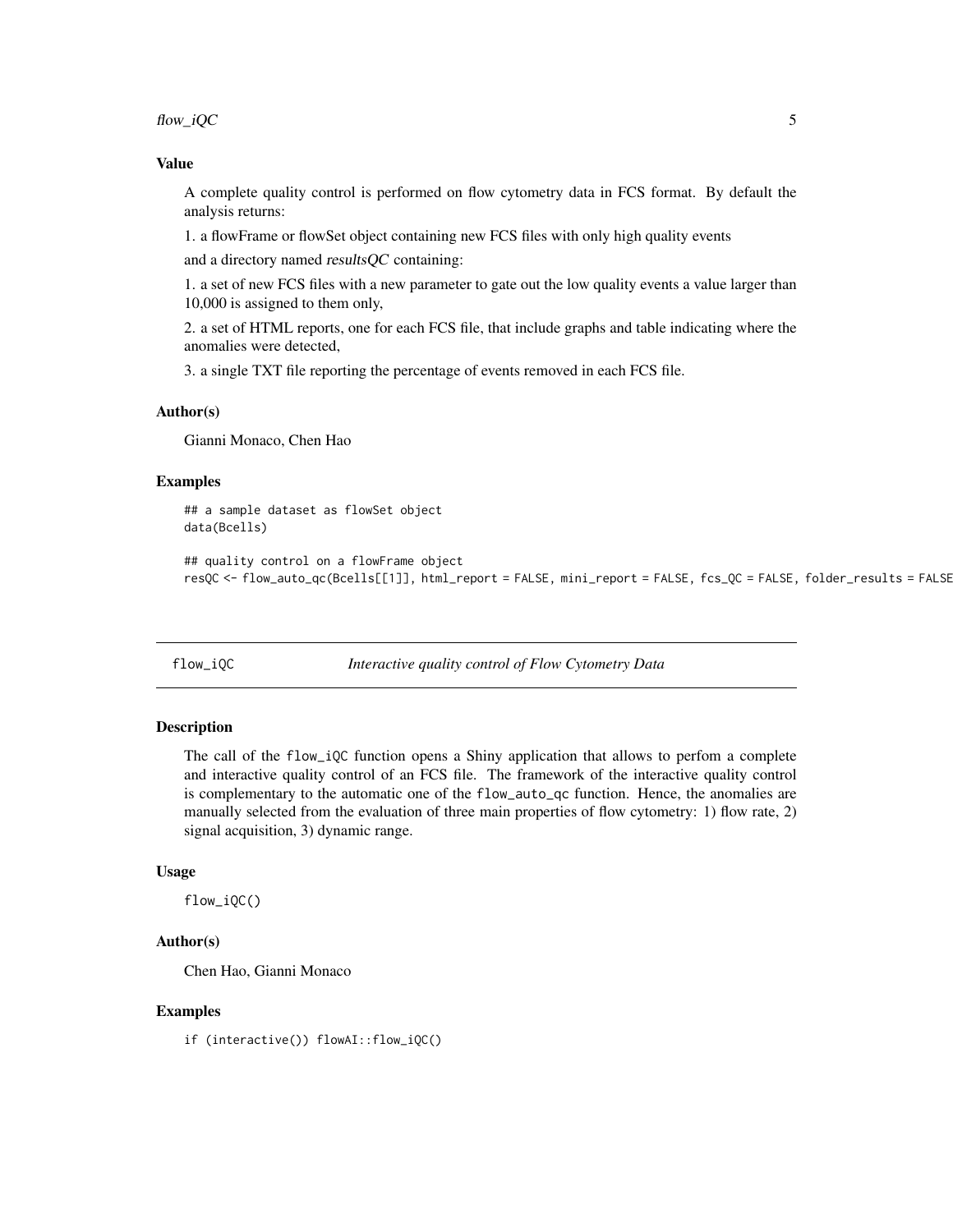### Value

A complete quality control is performed on flow cytometry data in FCS format. By default the analysis returns:

1. a flowFrame or flowSet object containing new FCS files with only high quality events

and a directory named *resultsQC* containing:

1. a set of new FCS files with a new parameter to gate out the low quality events a value larger than 10,000 is assigned to them only,

2. a set of HTML reports, one for each FCS file, that include graphs and table indicating where the anomalies were detected,

3. a single TXT file reporting the percentage of events removed in each FCS file.

### Author(s)

Gianni Monaco, Chen Hao

### Examples

```
## a sample dataset as flowSet object
data(Bcells)

## quality control on a flowFrame object
resQC <- flow_auto_qc(Bcells[[1]], html_report = FALSE, mini_report = FALSE, fcs_QC = FALSE, folder_results = FALSE
```

---

## flow_iQC — *Interactive quality control of Flow Cytometry Data*

### Description

The call of the `flow_iQC` function opens a Shiny application that allows to perfom a complete and interactive quality control of an FCS file. The framework of the interactive quality control is complementary to the automatic one of the `flow_auto_qc` function. Hence, the anomalies are manually selected from the evaluation of three main properties of flow cytometry: 1) flow rate, 2) signal acquisition, 3) dynamic range.

### Usage

```
flow_iQC()
```

### Author(s)

Chen Hao, Gianni Monaco

### Examples

```
if (interactive()) flowAI::flow_iQC()
```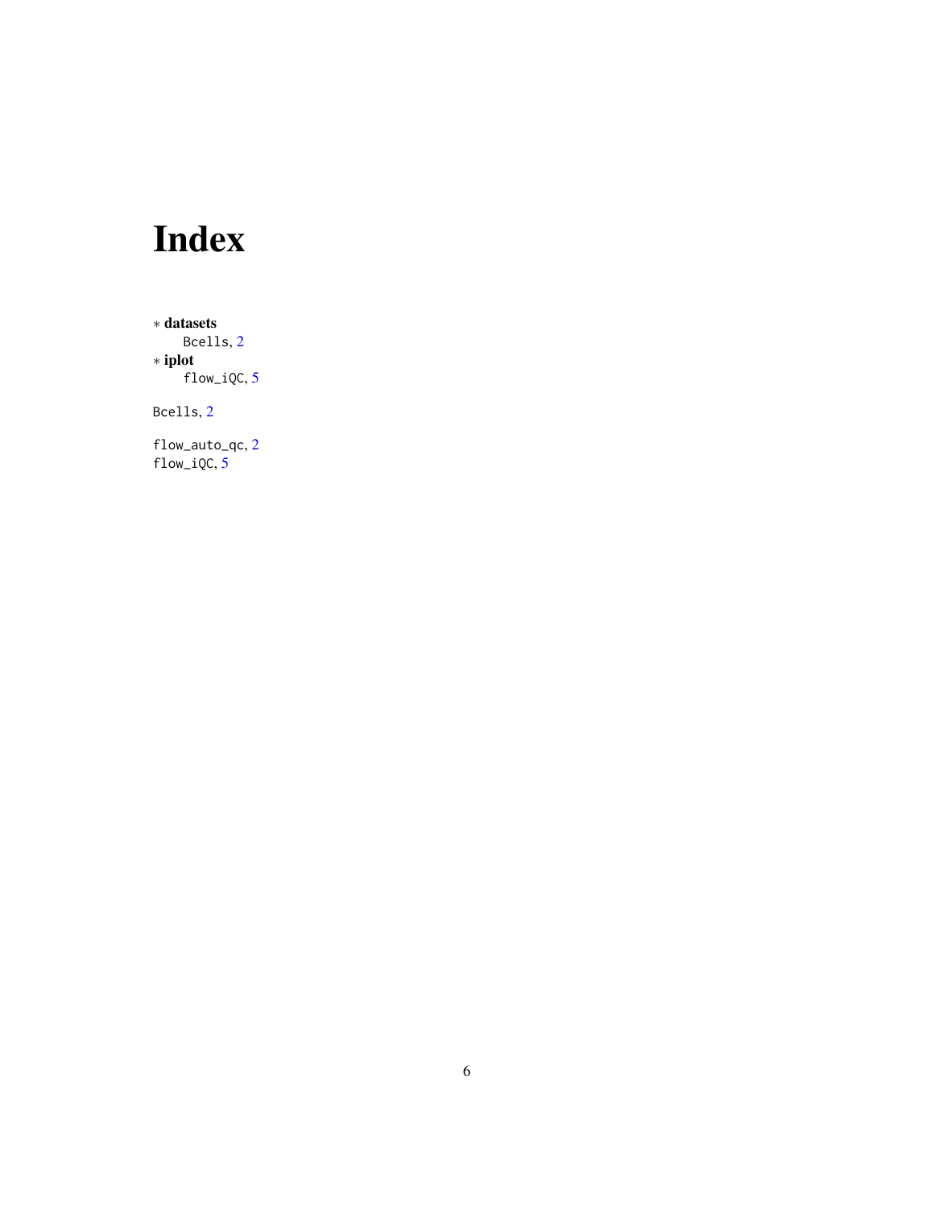# Index

∗ **datasets**
    Bcells, 2
∗ **iplot**
    flow_iQC, 5

Bcells, 2

flow_auto_qc, 2
flow_iQC, 5